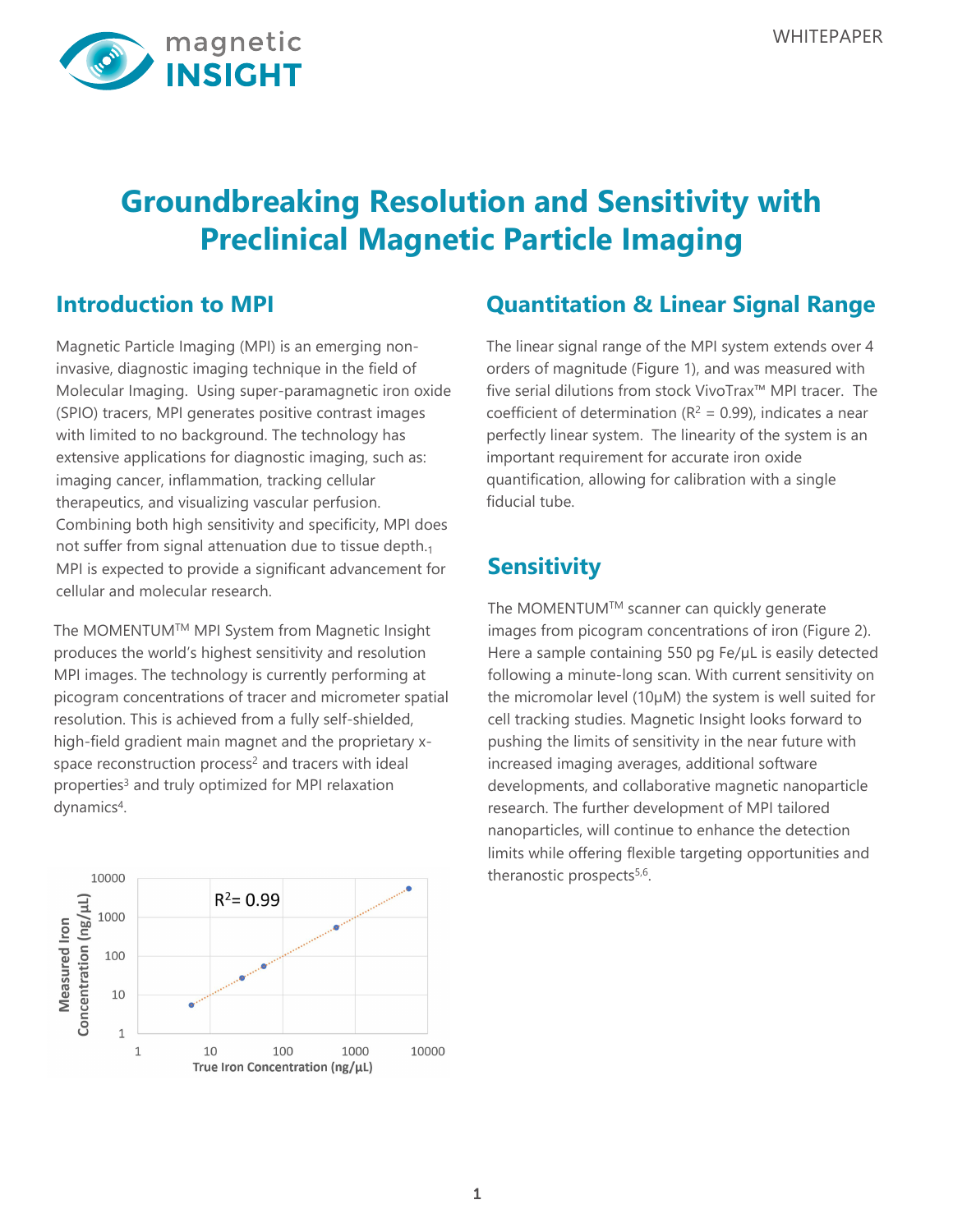WHITEPAPER

# Groundbreaking Resolution and Sensitivity with Preclinical Magnetic Particle Imaging

## Introduction to MPI

Magnetic Particle Imaging (MPI) is an emerging non-invasive, diagnostic imaging technique in the field of Molecular Imaging. Using super-paramagnetic iron oxide (SPIO) tracers, MPI generates positive contrast images with limited to no background. The technology has extensive applications for diagnostic imaging, such as: imaging cancer, inflammation, tracking cellular therapeutics, and visualizing vascular perfusion. Combining both high sensitivity and specificity, MPI does not suffer from signal attenuation due to tissue depth.[1] MPI is expected to provide a significant advancement for cellular and molecular research.

The MOMENTUM™ MPI System from Magnetic Insight produces the world's highest sensitivity and resolution MPI images. The technology is currently performing at picogram concentrations of tracer and micrometer spatial resolution. This is achieved from a fully self-shielded, high-field gradient main magnet and the proprietary x-space reconstruction process[2] and tracers with ideal properties[3] and truly optimized for MPI relaxation dynamics[4].

## Quantitation & Linear Signal Range

The linear signal range of the MPI system extends over 4 orders of magnitude (Figure 1), and was measured with five serial dilutions from stock VivoTrax™ MPI tracer. The coefficient of determination ($R^2 = 0.99$), indicates a near perfectly linear system. The linearity of the system is an important requirement for accurate iron oxide quantification, allowing for calibration with a single fiducial tube.

## Sensitivity

The MOMENTUM™ scanner can quickly generate images from picogram concentrations of iron (Figure 2). Here a sample containing 550 pg Fe/μL is easily detected following a minute-long scan. With current sensitivity on the micromolar level (10μM) the system is well suited for cell tracking studies. Magnetic Insight looks forward to pushing the limits of sensitivity in the near future with increased imaging averages, additional software developments, and collaborative magnetic nanoparticle research. The further development of MPI tailored nanoparticles, will continue to enhance the detection limits while offering flexible targeting opportunities and theranostic prospects[5,6].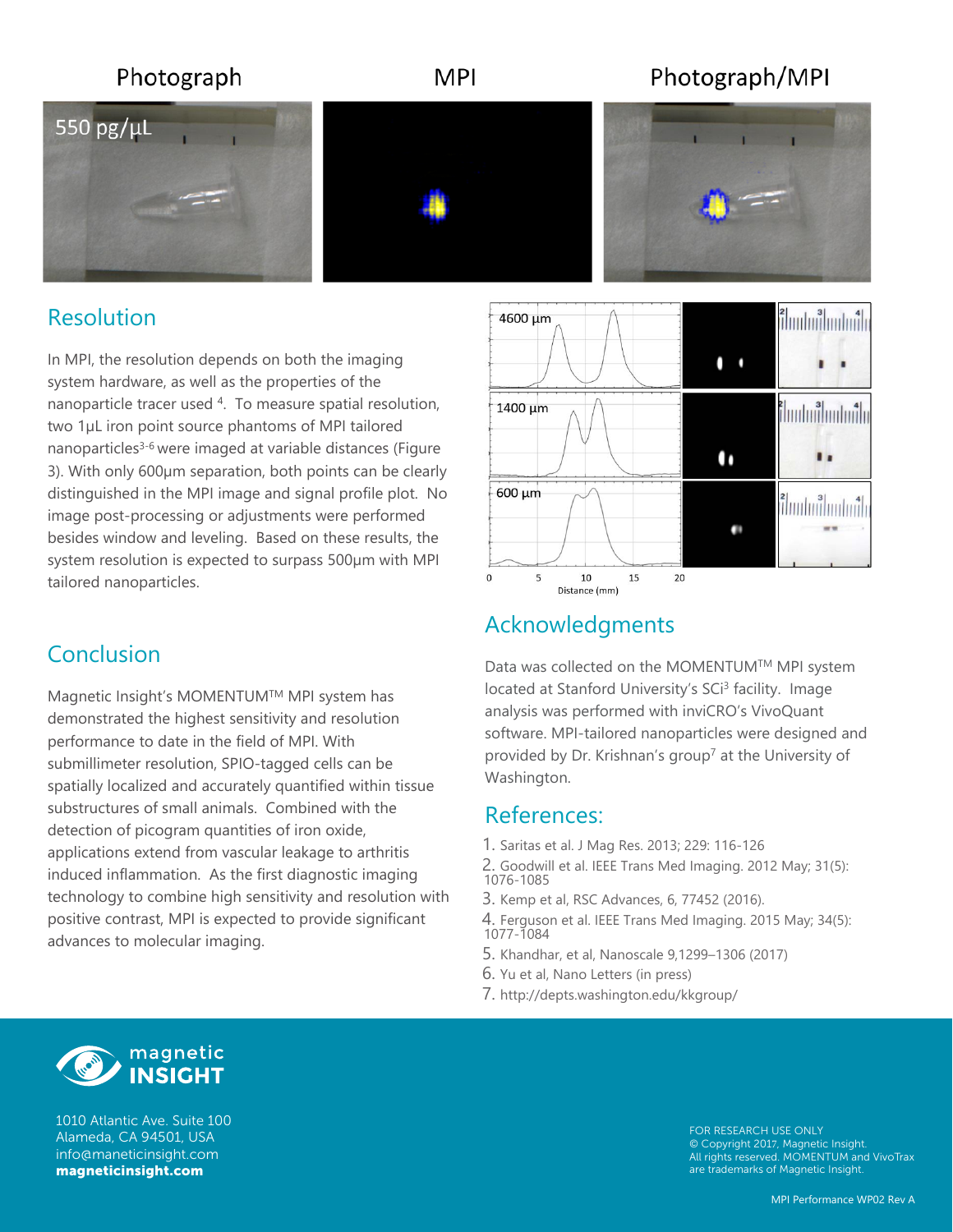Photograph

MPI

Photograph/MPI

550 pg/μL

## Resolution

In MPI, the resolution depends on both the imaging system hardware, as well as the properties of the nanoparticle tracer used [4]. To measure spatial resolution, two 1μL iron point source phantoms of MPI tailored nanoparticles[3-6] were imaged at variable distances (Figure 3). With only 600μm separation, both points can be clearly distinguished in the MPI image and signal profile plot. No image post-processing or adjustments were performed besides window and leveling. Based on these results, the system resolution is expected to surpass 500μm with MPI tailored nanoparticles.

4600 μm

1400 μm

600 μm

0 5 10 15 20

Distance (mm)

## Conclusion

Magnetic Insight's MOMENTUM™ MPI system has demonstrated the highest sensitivity and resolution performance to date in the field of MPI. With submillimeter resolution, SPIO-tagged cells can be spatially localized and accurately quantified within tissue substructures of small animals. Combined with the detection of picogram quantities of iron oxide, applications extend from vascular leakage to arthritis induced inflammation. As the first diagnostic imaging technology to combine high sensitivity and resolution with positive contrast, MPI is expected to provide significant advances to molecular imaging.

## Acknowledgments

Data was collected on the MOMENTUM™ MPI system located at Stanford University's SCi[3] facility. Image analysis was performed with inviCRO's VivoQuant software. MPI-tailored nanoparticles were designed and provided by Dr. Krishnan's group[7] at the University of Washington.

## References:

1. Saritas et al. J Mag Res. 2013; 229: 116-126
2. Goodwill et al. IEEE Trans Med Imaging. 2012 May; 31(5): 1076-1085
3. Kemp et al, RSC Advances, 6, 77452 (2016).
4. Ferguson et al. IEEE Trans Med Imaging. 2015 May; 34(5): 1077-1084
5. Khandhar, et al, Nanoscale 9,1299–1306 (2017)
6. Yu et al, Nano Letters (in press)
7. http://depts.washington.edu/kkgroup/

magnetic INSIGHT

1010 Atlantic Ave. Suite 100
Alameda, CA 94501, USA
info@maneticinsight.com
**magneticinsight.com**

FOR RESEARCH USE ONLY
© Copyright 2017, Magnetic Insight.
All rights reserved. MOMENTUM and VivoTrax are trademarks of Magnetic Insight.

MPI Performance WP02 Rev A